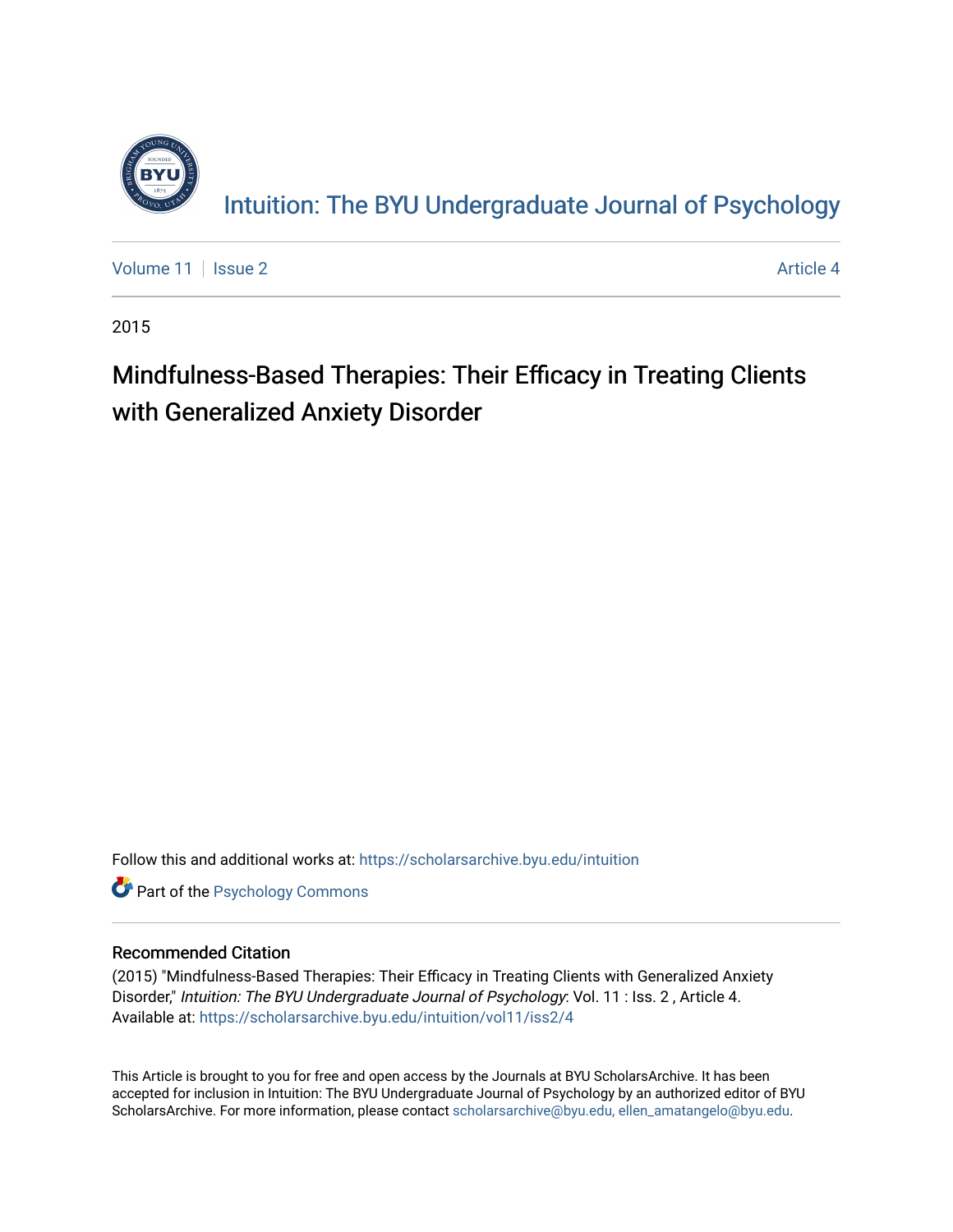# Intuition: The BYU Undergraduate Journal of Psychology

Volume 11 | Issue 2 — Article 4

2015

## Mindfulness-Based Therapies: Their Efficacy in Treating Clients with Generalized Anxiety Disorder

Follow this and additional works at: https://scholarsarchive.byu.edu/intuition

Part of the Psychology Commons

### Recommended Citation

(2015) "Mindfulness-Based Therapies: Their Efficacy in Treating Clients with Generalized Anxiety Disorder," *Intuition: The BYU Undergraduate Journal of Psychology*: Vol. 11 : Iss. 2 , Article 4.
Available at: https://scholarsarchive.byu.edu/intuition/vol11/iss2/4

This Article is brought to you for free and open access by the Journals at BYU ScholarsArchive. It has been accepted for inclusion in Intuition: The BYU Undergraduate Journal of Psychology by an authorized editor of BYU ScholarsArchive. For more information, please contact scholarsarchive@byu.edu, ellen_amatangelo@byu.edu.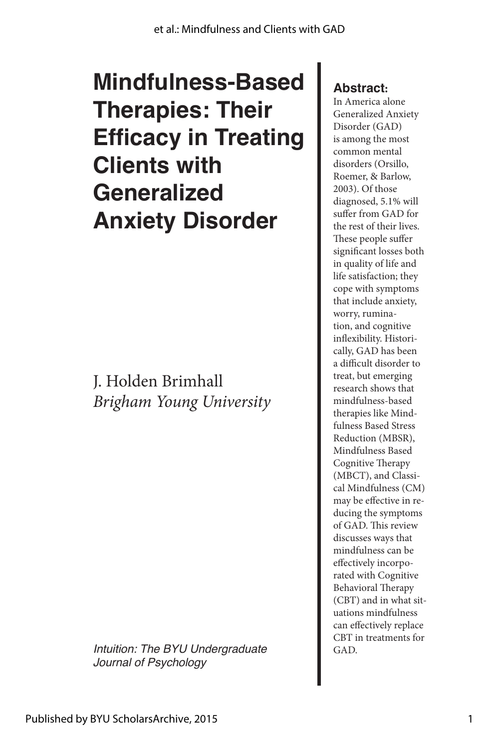# Mindfulness-Based Therapies: Their Efficacy in Treating Clients with Generalized Anxiety Disorder

J. Holden Brimhall
*Brigham Young University*

*Intuition: The BYU Undergraduate Journal of Psychology*

**Abstract:**

In America alone Generalized Anxiety Disorder (GAD) is among the most common mental disorders (Orsillo, Roemer, & Barlow, 2003). Of those diagnosed, 5.1% will suffer from GAD for the rest of their lives. These people suffer significant losses both in quality of life and life satisfaction; they cope with symptoms that include anxiety, worry, rumination, and cognitive inflexibility. Historically, GAD has been a difficult disorder to treat, but emerging research shows that mindfulness-based therapies like Mindfulness Based Stress Reduction (MBSR), Mindfulness Based Cognitive Therapy (MBCT), and Classical Mindfulness (CM) may be effective in reducing the symptoms of GAD. This review discusses ways that mindfulness can be effectively incorporated with Cognitive Behavioral Therapy (CBT) and in what situations mindfulness can effectively replace CBT in treatments for GAD.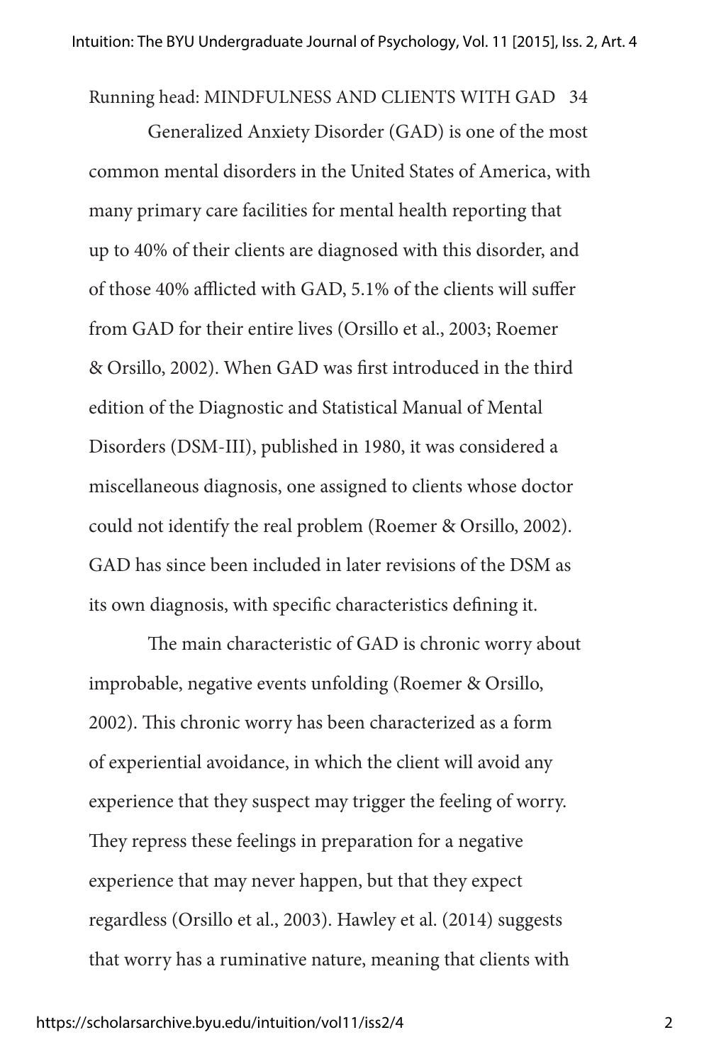Generalized Anxiety Disorder (GAD) is one of the most common mental disorders in the United States of America, with many primary care facilities for mental health reporting that up to 40% of their clients are diagnosed with this disorder, and of those 40% afflicted with GAD, 5.1% of the clients will suffer from GAD for their entire lives (Orsillo et al., 2003; Roemer & Orsillo, 2002). When GAD was first introduced in the third edition of the Diagnostic and Statistical Manual of Mental Disorders (DSM-III), published in 1980, it was considered a miscellaneous diagnosis, one assigned to clients whose doctor could not identify the real problem (Roemer & Orsillo, 2002). GAD has since been included in later revisions of the DSM as its own diagnosis, with specific characteristics defining it.

The main characteristic of GAD is chronic worry about improbable, negative events unfolding (Roemer & Orsillo, 2002). This chronic worry has been characterized as a form of experiential avoidance, in which the client will avoid any experience that they suspect may trigger the feeling of worry. They repress these feelings in preparation for a negative experience that may never happen, but that they expect regardless (Orsillo et al., 2003). Hawley et al. (2014) suggests that worry has a ruminative nature, meaning that clients with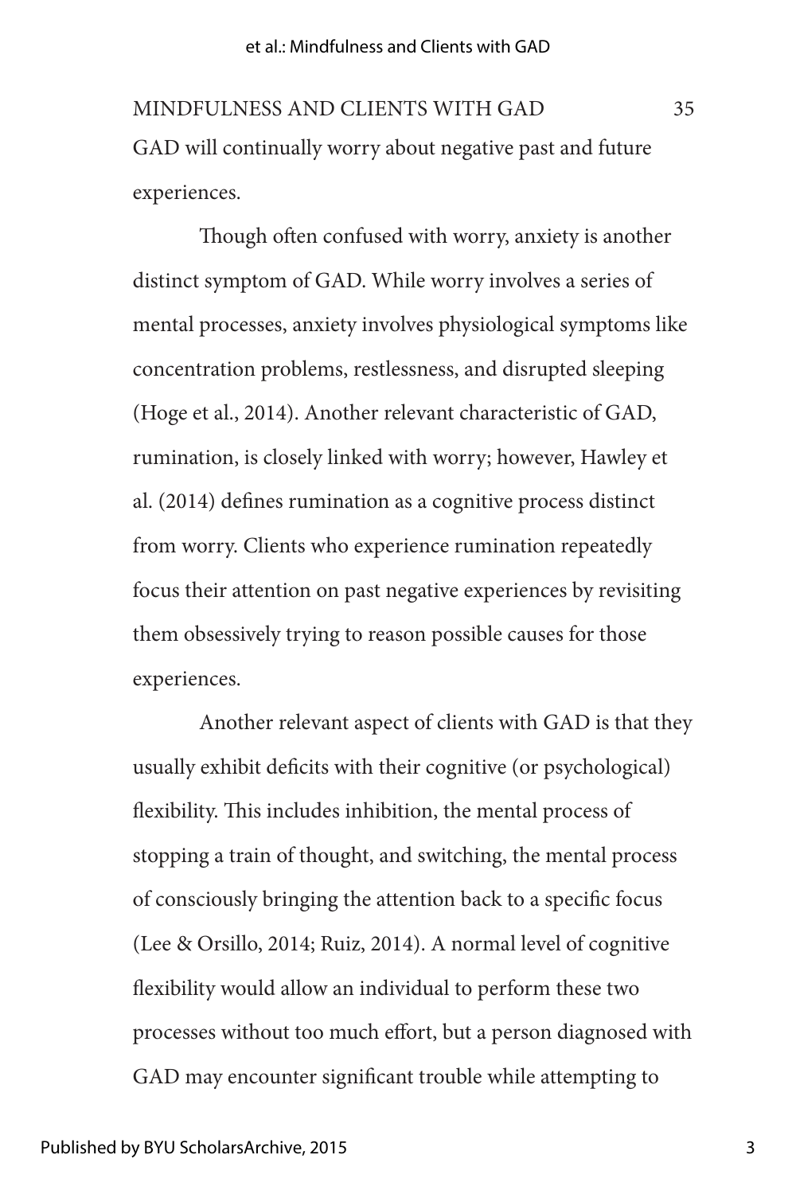GAD will continually worry about negative past and future experiences.

Though often confused with worry, anxiety is another distinct symptom of GAD. While worry involves a series of mental processes, anxiety involves physiological symptoms like concentration problems, restlessness, and disrupted sleeping (Hoge et al., 2014). Another relevant characteristic of GAD, rumination, is closely linked with worry; however, Hawley et al. (2014) defines rumination as a cognitive process distinct from worry. Clients who experience rumination repeatedly focus their attention on past negative experiences by revisiting them obsessively trying to reason possible causes for those experiences.

Another relevant aspect of clients with GAD is that they usually exhibit deficits with their cognitive (or psychological) flexibility. This includes inhibition, the mental process of stopping a train of thought, and switching, the mental process of consciously bringing the attention back to a specific focus (Lee & Orsillo, 2014; Ruiz, 2014). A normal level of cognitive flexibility would allow an individual to perform these two processes without too much effort, but a person diagnosed with GAD may encounter significant trouble while attempting to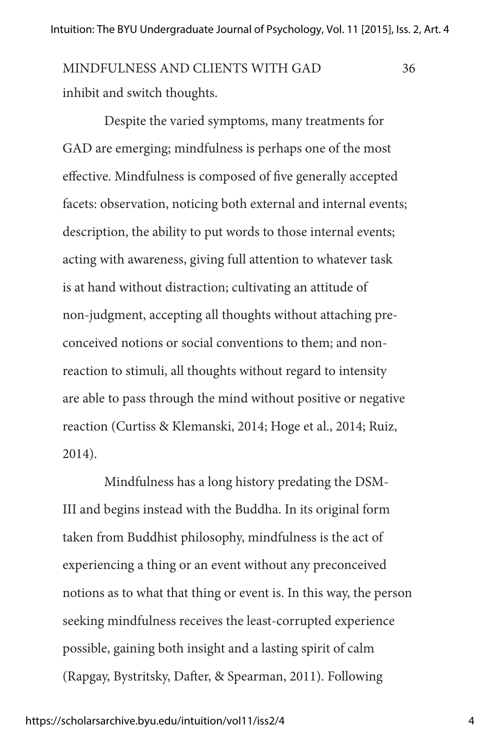inhibit and switch thoughts.

Despite the varied symptoms, many treatments for GAD are emerging; mindfulness is perhaps one of the most effective. Mindfulness is composed of five generally accepted facets: observation, noticing both external and internal events; description, the ability to put words to those internal events; acting with awareness, giving full attention to whatever task is at hand without distraction; cultivating an attitude of non-judgment, accepting all thoughts without attaching pre-conceived notions or social conventions to them; and non-reaction to stimuli, all thoughts without regard to intensity are able to pass through the mind without positive or negative reaction (Curtiss & Klemanski, 2014; Hoge et al., 2014; Ruiz, 2014).

Mindfulness has a long history predating the DSM-III and begins instead with the Buddha. In its original form taken from Buddhist philosophy, mindfulness is the act of experiencing a thing or an event without any preconceived notions as to what that thing or event is. In this way, the person seeking mindfulness receives the least-corrupted experience possible, gaining both insight and a lasting spirit of calm (Rapgay, Bystritsky, Dafter, & Spearman, 2011). Following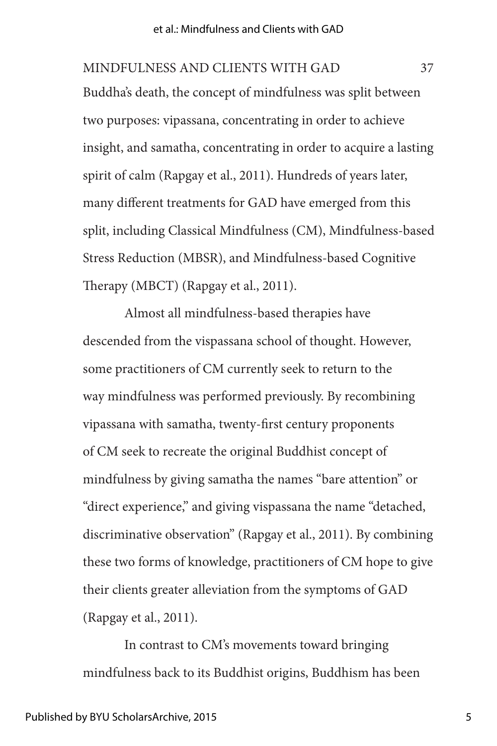Buddha's death, the concept of mindfulness was split between two purposes: vipassana, concentrating in order to achieve insight, and samatha, concentrating in order to acquire a lasting spirit of calm (Rapgay et al., 2011). Hundreds of years later, many different treatments for GAD have emerged from this split, including Classical Mindfulness (CM), Mindfulness-based Stress Reduction (MBSR), and Mindfulness-based Cognitive Therapy (MBCT) (Rapgay et al., 2011).

Almost all mindfulness-based therapies have descended from the vispassana school of thought. However, some practitioners of CM currently seek to return to the way mindfulness was performed previously. By recombining vipassana with samatha, twenty-first century proponents of CM seek to recreate the original Buddhist concept of mindfulness by giving samatha the names "bare attention" or "direct experience," and giving vispassana the name "detached, discriminative observation" (Rapgay et al., 2011). By combining these two forms of knowledge, practitioners of CM hope to give their clients greater alleviation from the symptoms of GAD (Rapgay et al., 2011).

In contrast to CM's movements toward bringing mindfulness back to its Buddhist origins, Buddhism has been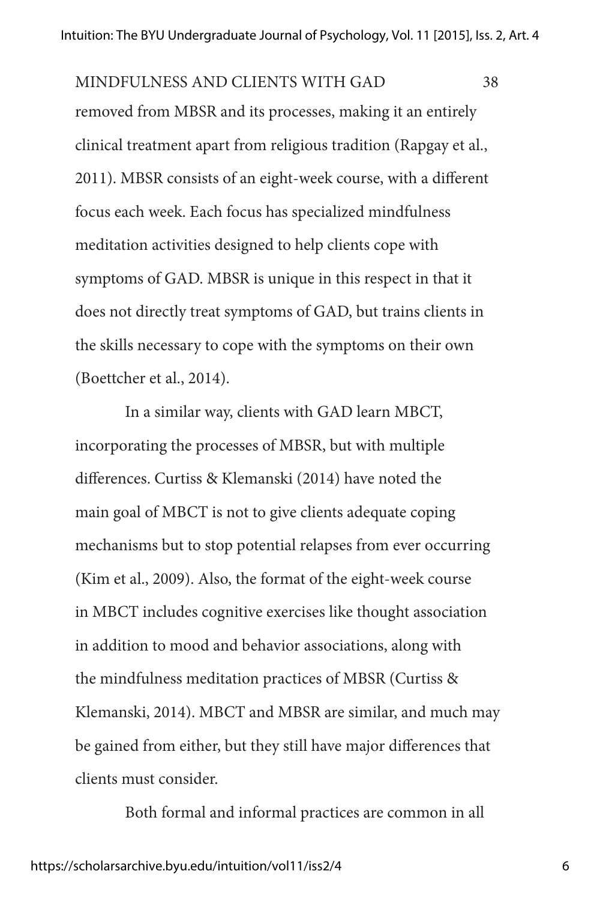removed from MBSR and its processes, making it an entirely clinical treatment apart from religious tradition (Rapgay et al., 2011). MBSR consists of an eight-week course, with a different focus each week. Each focus has specialized mindfulness meditation activities designed to help clients cope with symptoms of GAD. MBSR is unique in this respect in that it does not directly treat symptoms of GAD, but trains clients in the skills necessary to cope with the symptoms on their own (Boettcher et al., 2014).

In a similar way, clients with GAD learn MBCT, incorporating the processes of MBSR, but with multiple differences. Curtiss & Klemanski (2014) have noted the main goal of MBCT is not to give clients adequate coping mechanisms but to stop potential relapses from ever occurring (Kim et al., 2009). Also, the format of the eight-week course in MBCT includes cognitive exercises like thought association in addition to mood and behavior associations, along with the mindfulness meditation practices of MBSR (Curtiss & Klemanski, 2014). MBCT and MBSR are similar, and much may be gained from either, but they still have major differences that clients must consider.

Both formal and informal practices are common in all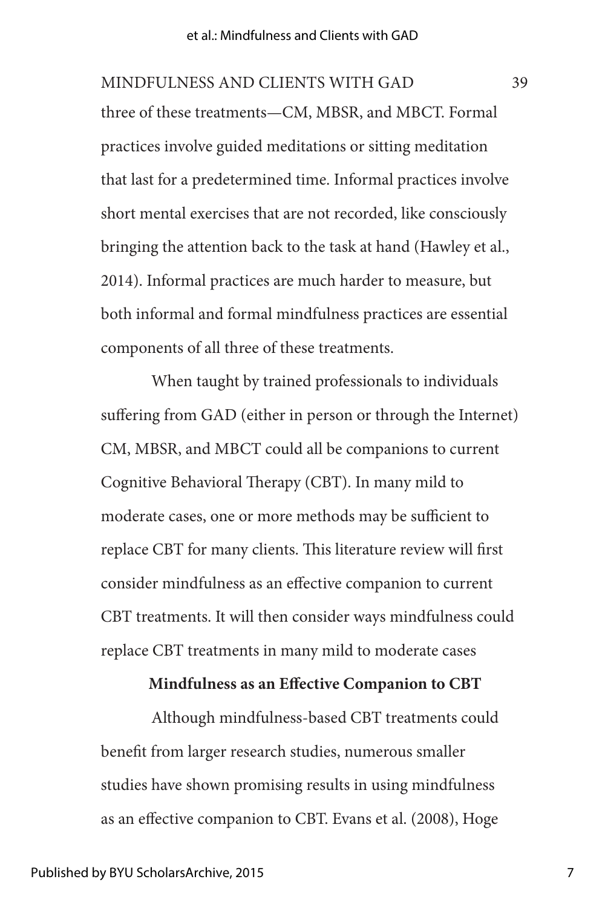three of these treatments—CM, MBSR, and MBCT. Formal practices involve guided meditations or sitting meditation that last for a predetermined time. Informal practices involve short mental exercises that are not recorded, like consciously bringing the attention back to the task at hand (Hawley et al., 2014). Informal practices are much harder to measure, but both informal and formal mindfulness practices are essential components of all three of these treatments.

When taught by trained professionals to individuals suffering from GAD (either in person or through the Internet) CM, MBSR, and MBCT could all be companions to current Cognitive Behavioral Therapy (CBT). In many mild to moderate cases, one or more methods may be sufficient to replace CBT for many clients. This literature review will first consider mindfulness as an effective companion to current CBT treatments. It will then consider ways mindfulness could replace CBT treatments in many mild to moderate cases

## Mindfulness as an Effective Companion to CBT

Although mindfulness-based CBT treatments could benefit from larger research studies, numerous smaller studies have shown promising results in using mindfulness as an effective companion to CBT. Evans et al. (2008), Hoge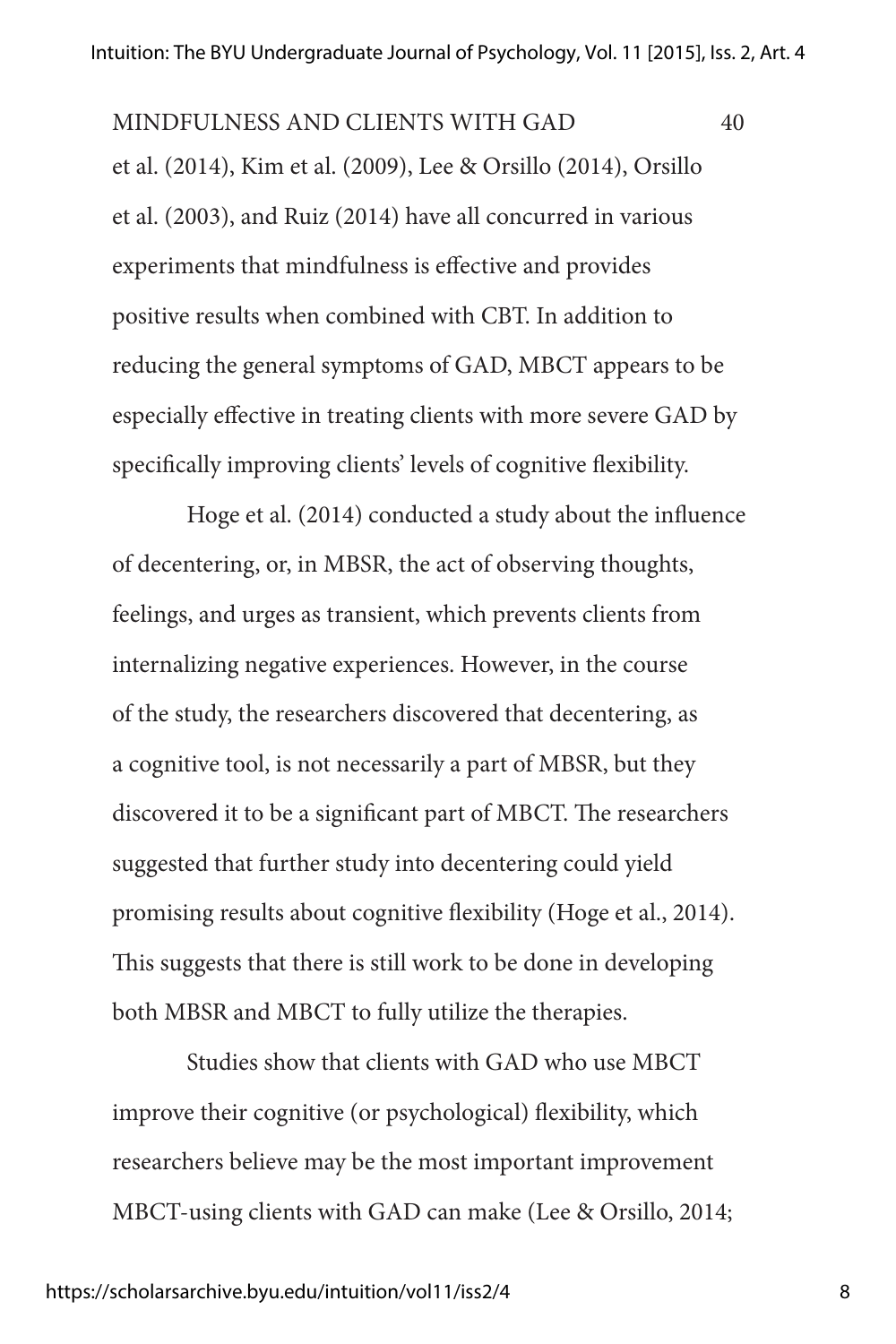et al. (2014), Kim et al. (2009), Lee & Orsillo (2014), Orsillo et al. (2003), and Ruiz (2014) have all concurred in various experiments that mindfulness is effective and provides positive results when combined with CBT. In addition to reducing the general symptoms of GAD, MBCT appears to be especially effective in treating clients with more severe GAD by specifically improving clients' levels of cognitive flexibility.

Hoge et al. (2014) conducted a study about the influence of decentering, or, in MBSR, the act of observing thoughts, feelings, and urges as transient, which prevents clients from internalizing negative experiences. However, in the course of the study, the researchers discovered that decentering, as a cognitive tool, is not necessarily a part of MBSR, but they discovered it to be a significant part of MBCT. The researchers suggested that further study into decentering could yield promising results about cognitive flexibility (Hoge et al., 2014). This suggests that there is still work to be done in developing both MBSR and MBCT to fully utilize the therapies.

Studies show that clients with GAD who use MBCT improve their cognitive (or psychological) flexibility, which researchers believe may be the most important improvement MBCT-using clients with GAD can make (Lee & Orsillo, 2014;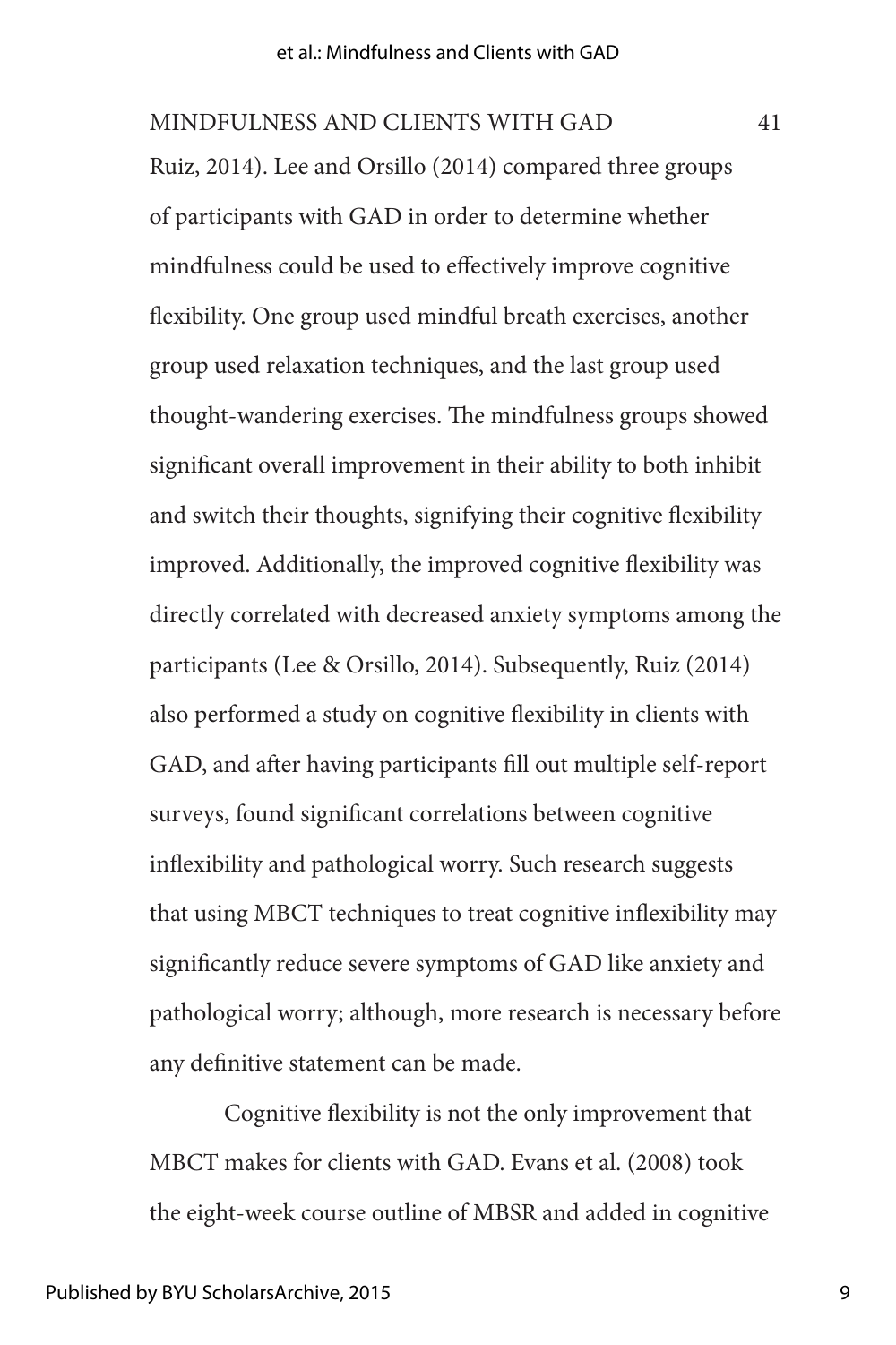Ruiz, 2014). Lee and Orsillo (2014) compared three groups of participants with GAD in order to determine whether mindfulness could be used to effectively improve cognitive flexibility. One group used mindful breath exercises, another group used relaxation techniques, and the last group used thought-wandering exercises. The mindfulness groups showed significant overall improvement in their ability to both inhibit and switch their thoughts, signifying their cognitive flexibility improved. Additionally, the improved cognitive flexibility was directly correlated with decreased anxiety symptoms among the participants (Lee & Orsillo, 2014). Subsequently, Ruiz (2014) also performed a study on cognitive flexibility in clients with GAD, and after having participants fill out multiple self-report surveys, found significant correlations between cognitive inflexibility and pathological worry. Such research suggests that using MBCT techniques to treat cognitive inflexibility may significantly reduce severe symptoms of GAD like anxiety and pathological worry; although, more research is necessary before any definitive statement can be made.

Cognitive flexibility is not the only improvement that MBCT makes for clients with GAD. Evans et al. (2008) took the eight-week course outline of MBSR and added in cognitive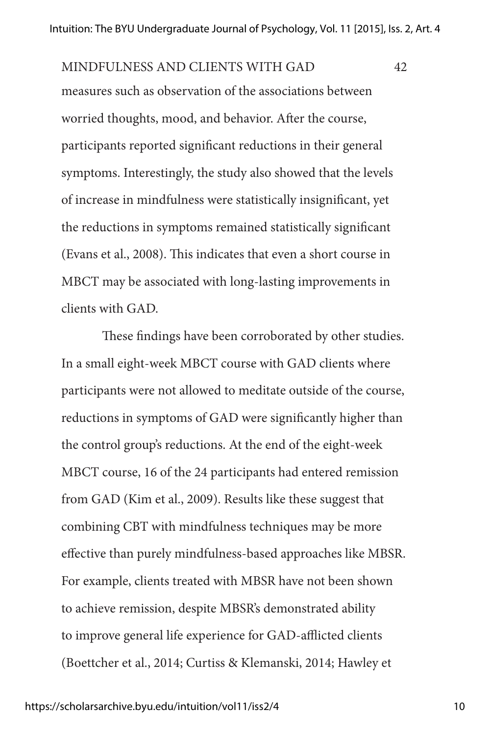measures such as observation of the associations between worried thoughts, mood, and behavior. After the course, participants reported significant reductions in their general symptoms. Interestingly, the study also showed that the levels of increase in mindfulness were statistically insignificant, yet the reductions in symptoms remained statistically significant (Evans et al., 2008). This indicates that even a short course in MBCT may be associated with long-lasting improvements in clients with GAD.

These findings have been corroborated by other studies. In a small eight-week MBCT course with GAD clients where participants were not allowed to meditate outside of the course, reductions in symptoms of GAD were significantly higher than the control group's reductions. At the end of the eight-week MBCT course, 16 of the 24 participants had entered remission from GAD (Kim et al., 2009). Results like these suggest that combining CBT with mindfulness techniques may be more effective than purely mindfulness-based approaches like MBSR. For example, clients treated with MBSR have not been shown to achieve remission, despite MBSR's demonstrated ability to improve general life experience for GAD-afflicted clients (Boettcher et al., 2014; Curtiss & Klemanski, 2014; Hawley et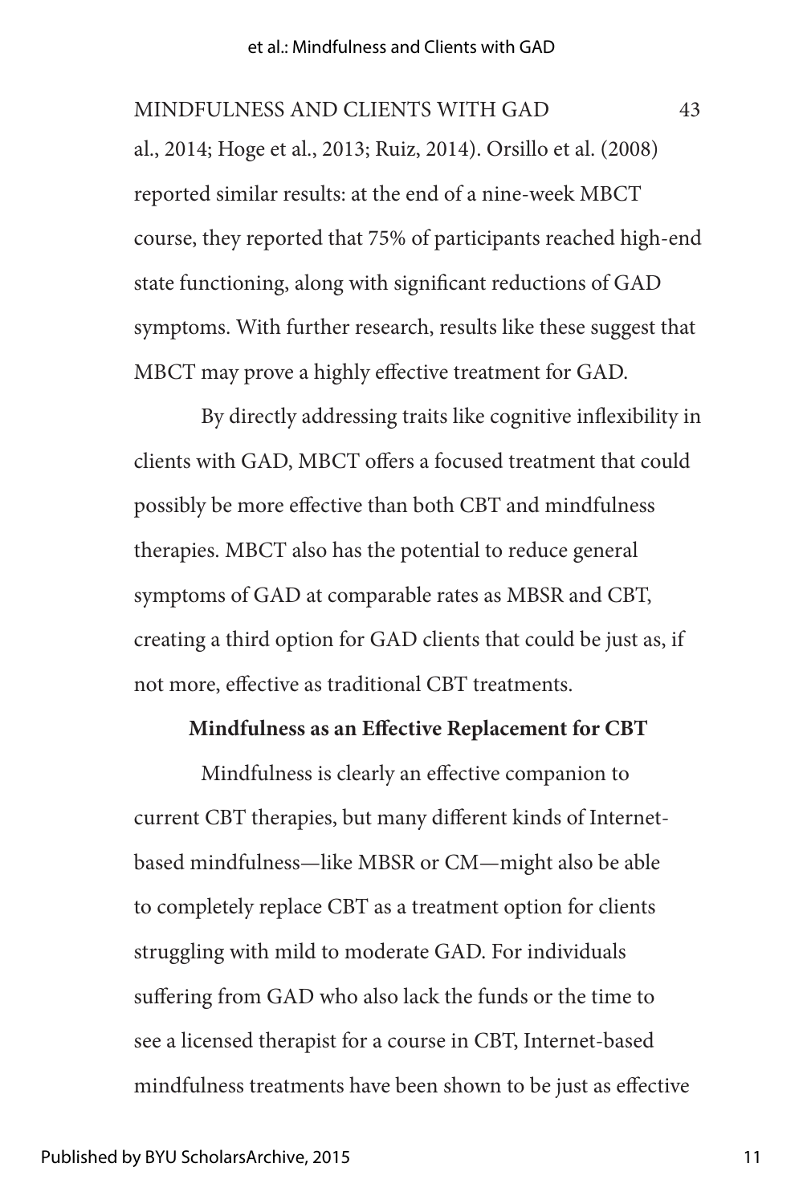al., 2014; Hoge et al., 2013; Ruiz, 2014). Orsillo et al. (2008) reported similar results: at the end of a nine-week MBCT course, they reported that 75% of participants reached high-end state functioning, along with significant reductions of GAD symptoms. With further research, results like these suggest that MBCT may prove a highly effective treatment for GAD.

By directly addressing traits like cognitive inflexibility in clients with GAD, MBCT offers a focused treatment that could possibly be more effective than both CBT and mindfulness therapies. MBCT also has the potential to reduce general symptoms of GAD at comparable rates as MBSR and CBT, creating a third option for GAD clients that could be just as, if not more, effective as traditional CBT treatments.

## Mindfulness as an Effective Replacement for CBT

Mindfulness is clearly an effective companion to current CBT therapies, but many different kinds of Internet-based mindfulness—like MBSR or CM—might also be able to completely replace CBT as a treatment option for clients struggling with mild to moderate GAD. For individuals suffering from GAD who also lack the funds or the time to see a licensed therapist for a course in CBT, Internet-based mindfulness treatments have been shown to be just as effective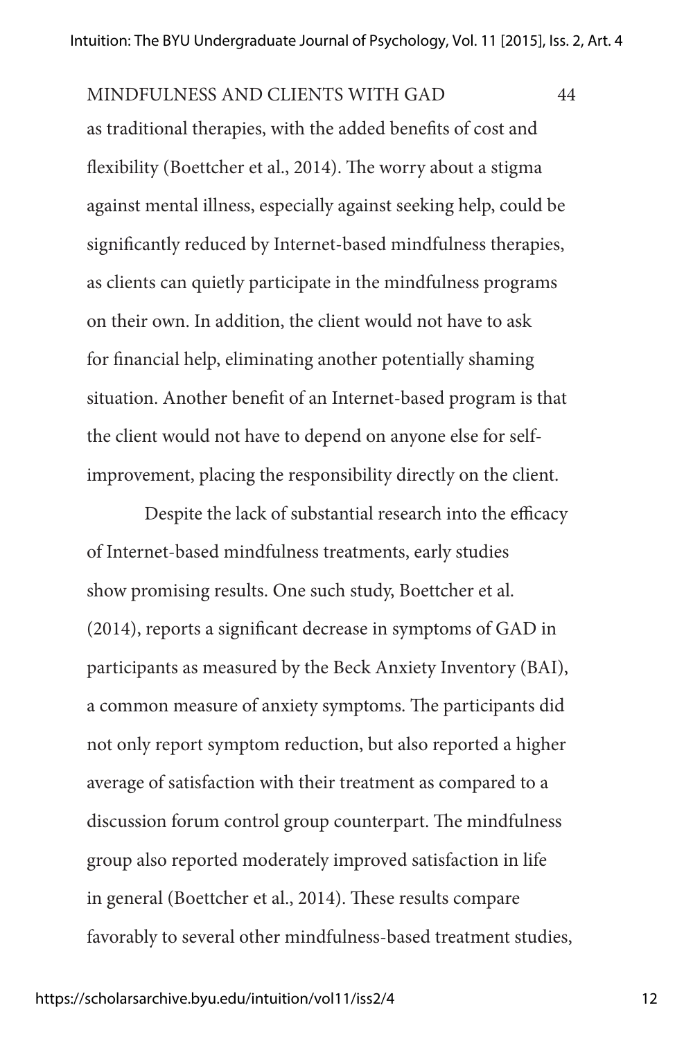as traditional therapies, with the added benefits of cost and flexibility (Boettcher et al., 2014). The worry about a stigma against mental illness, especially against seeking help, could be significantly reduced by Internet-based mindfulness therapies, as clients can quietly participate in the mindfulness programs on their own. In addition, the client would not have to ask for financial help, eliminating another potentially shaming situation. Another benefit of an Internet-based program is that the client would not have to depend on anyone else for self-improvement, placing the responsibility directly on the client.

Despite the lack of substantial research into the efficacy of Internet-based mindfulness treatments, early studies show promising results. One such study, Boettcher et al. (2014), reports a significant decrease in symptoms of GAD in participants as measured by the Beck Anxiety Inventory (BAI), a common measure of anxiety symptoms. The participants did not only report symptom reduction, but also reported a higher average of satisfaction with their treatment as compared to a discussion forum control group counterpart. The mindfulness group also reported moderately improved satisfaction in life in general (Boettcher et al., 2014). These results compare favorably to several other mindfulness-based treatment studies,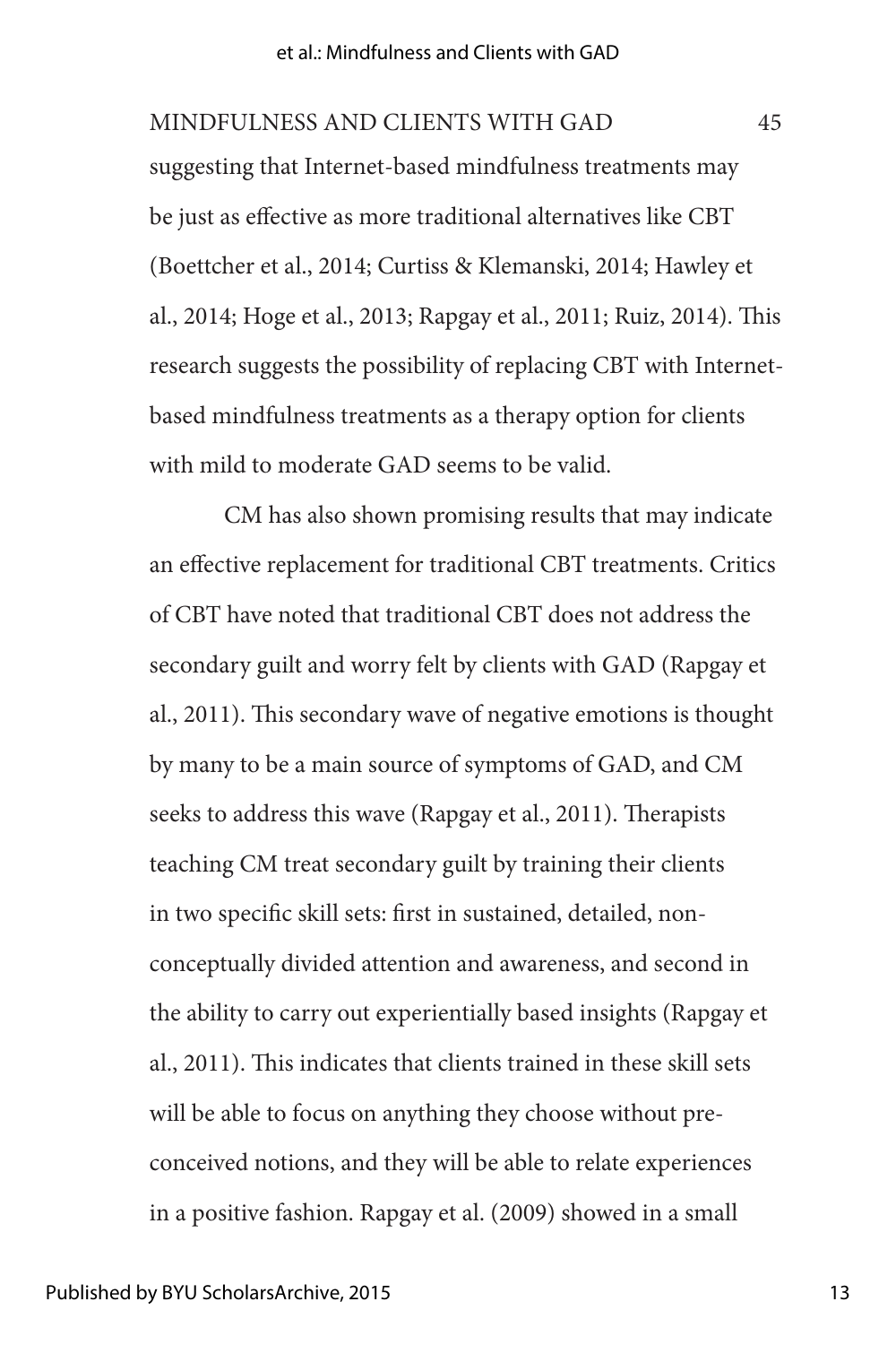suggesting that Internet-based mindfulness treatments may be just as effective as more traditional alternatives like CBT (Boettcher et al., 2014; Curtiss & Klemanski, 2014; Hawley et al., 2014; Hoge et al., 2013; Rapgay et al., 2011; Ruiz, 2014). This research suggests the possibility of replacing CBT with Internet-based mindfulness treatments as a therapy option for clients with mild to moderate GAD seems to be valid.

CM has also shown promising results that may indicate an effective replacement for traditional CBT treatments. Critics of CBT have noted that traditional CBT does not address the secondary guilt and worry felt by clients with GAD (Rapgay et al., 2011). This secondary wave of negative emotions is thought by many to be a main source of symptoms of GAD, and CM seeks to address this wave (Rapgay et al., 2011). Therapists teaching CM treat secondary guilt by training their clients in two specific skill sets: first in sustained, detailed, non-conceptually divided attention and awareness, and second in the ability to carry out experientially based insights (Rapgay et al., 2011). This indicates that clients trained in these skill sets will be able to focus on anything they choose without pre-conceived notions, and they will be able to relate experiences in a positive fashion. Rapgay et al. (2009) showed in a small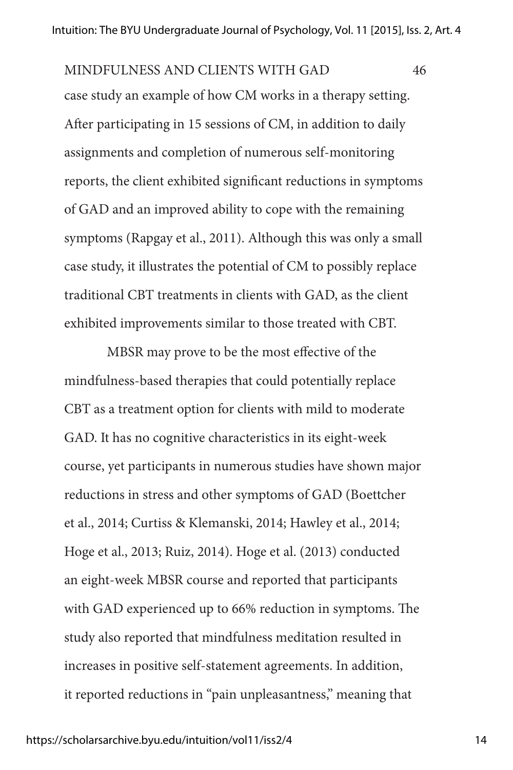case study an example of how CM works in a therapy setting. After participating in 15 sessions of CM, in addition to daily assignments and completion of numerous self-monitoring reports, the client exhibited significant reductions in symptoms of GAD and an improved ability to cope with the remaining symptoms (Rapgay et al., 2011). Although this was only a small case study, it illustrates the potential of CM to possibly replace traditional CBT treatments in clients with GAD, as the client exhibited improvements similar to those treated with CBT.

MBSR may prove to be the most effective of the mindfulness-based therapies that could potentially replace CBT as a treatment option for clients with mild to moderate GAD. It has no cognitive characteristics in its eight-week course, yet participants in numerous studies have shown major reductions in stress and other symptoms of GAD (Boettcher et al., 2014; Curtiss & Klemanski, 2014; Hawley et al., 2014; Hoge et al., 2013; Ruiz, 2014). Hoge et al. (2013) conducted an eight-week MBSR course and reported that participants with GAD experienced up to 66% reduction in symptoms. The study also reported that mindfulness meditation resulted in increases in positive self-statement agreements. In addition, it reported reductions in "pain unpleasantness," meaning that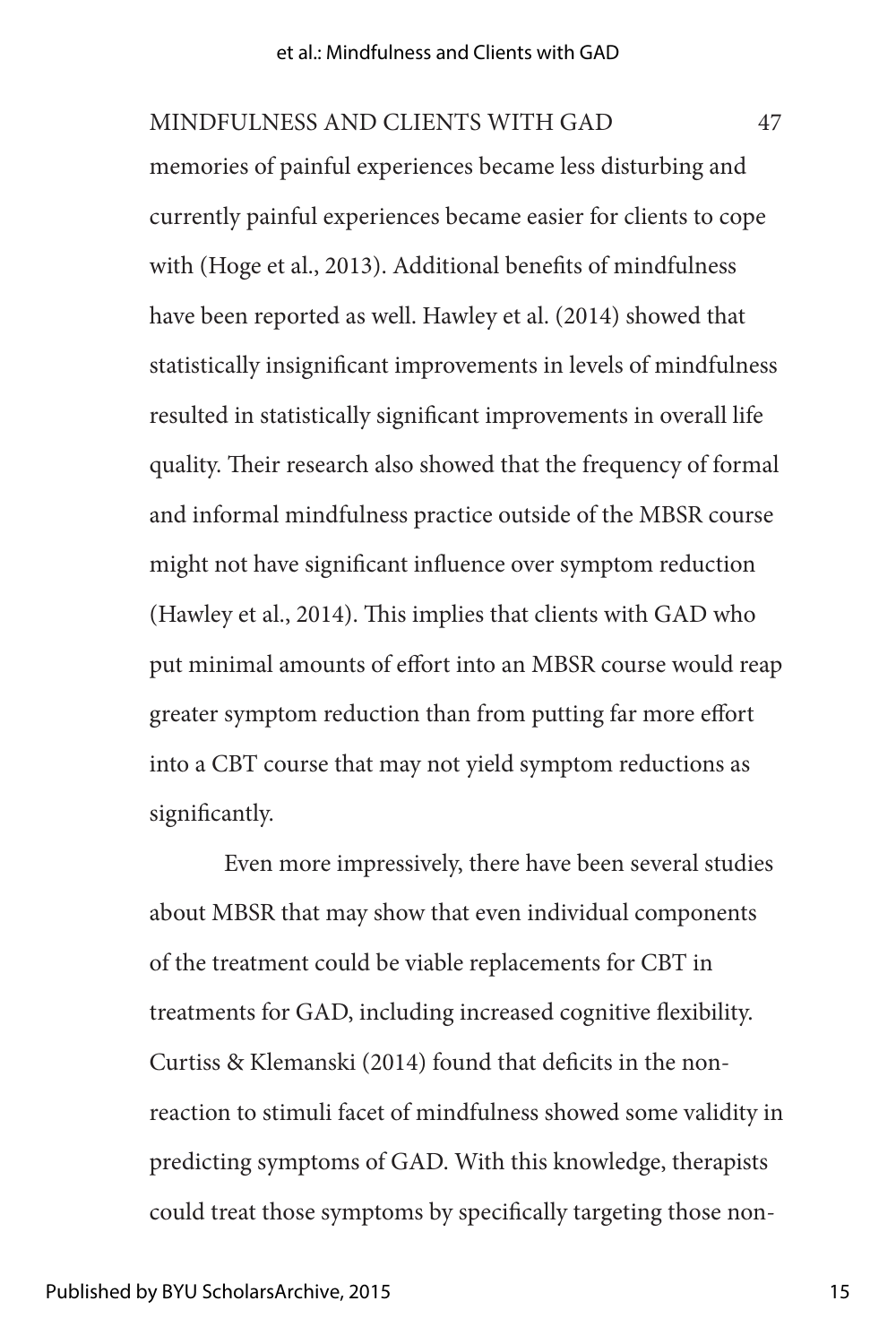memories of painful experiences became less disturbing and currently painful experiences became easier for clients to cope with (Hoge et al., 2013). Additional benefits of mindfulness have been reported as well. Hawley et al. (2014) showed that statistically insignificant improvements in levels of mindfulness resulted in statistically significant improvements in overall life quality. Their research also showed that the frequency of formal and informal mindfulness practice outside of the MBSR course might not have significant influence over symptom reduction (Hawley et al., 2014). This implies that clients with GAD who put minimal amounts of effort into an MBSR course would reap greater symptom reduction than from putting far more effort into a CBT course that may not yield symptom reductions as significantly.

Even more impressively, there have been several studies about MBSR that may show that even individual components of the treatment could be viable replacements for CBT in treatments for GAD, including increased cognitive flexibility. Curtiss & Klemanski (2014) found that deficits in the non-reaction to stimuli facet of mindfulness showed some validity in predicting symptoms of GAD. With this knowledge, therapists could treat those symptoms by specifically targeting those non-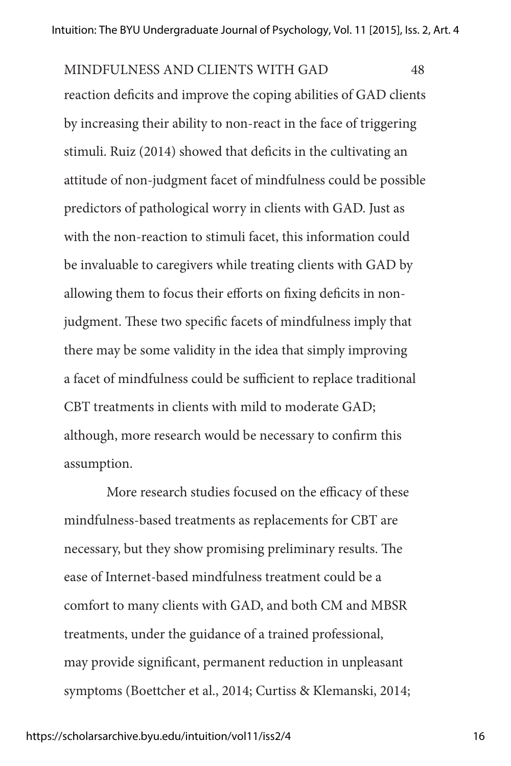reaction deficits and improve the coping abilities of GAD clients by increasing their ability to non-react in the face of triggering stimuli. Ruiz (2014) showed that deficits in the cultivating an attitude of non-judgment facet of mindfulness could be possible predictors of pathological worry in clients with GAD. Just as with the non-reaction to stimuli facet, this information could be invaluable to caregivers while treating clients with GAD by allowing them to focus their efforts on fixing deficits in non-judgment. These two specific facets of mindfulness imply that there may be some validity in the idea that simply improving a facet of mindfulness could be sufficient to replace traditional CBT treatments in clients with mild to moderate GAD; although, more research would be necessary to confirm this assumption.

More research studies focused on the efficacy of these mindfulness-based treatments as replacements for CBT are necessary, but they show promising preliminary results. The ease of Internet-based mindfulness treatment could be a comfort to many clients with GAD, and both CM and MBSR treatments, under the guidance of a trained professional, may provide significant, permanent reduction in unpleasant symptoms (Boettcher et al., 2014; Curtiss & Klemanski, 2014;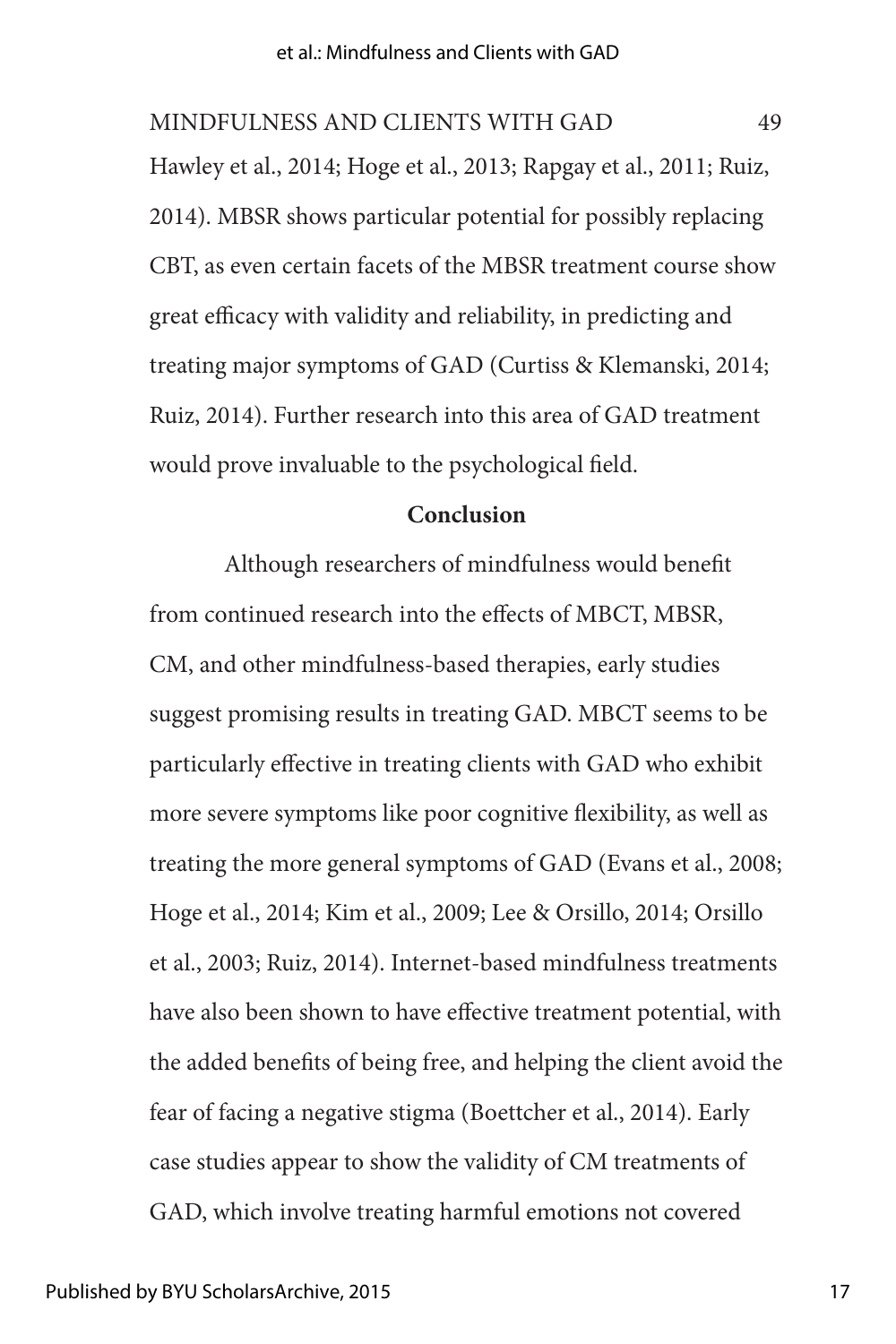Hawley et al., 2014; Hoge et al., 2013; Rapgay et al., 2011; Ruiz, 2014). MBSR shows particular potential for possibly replacing CBT, as even certain facets of the MBSR treatment course show great efficacy with validity and reliability, in predicting and treating major symptoms of GAD (Curtiss & Klemanski, 2014; Ruiz, 2014). Further research into this area of GAD treatment would prove invaluable to the psychological field.

## Conclusion

Although researchers of mindfulness would benefit from continued research into the effects of MBCT, MBSR, CM, and other mindfulness-based therapies, early studies suggest promising results in treating GAD. MBCT seems to be particularly effective in treating clients with GAD who exhibit more severe symptoms like poor cognitive flexibility, as well as treating the more general symptoms of GAD (Evans et al., 2008; Hoge et al., 2014; Kim et al., 2009; Lee & Orsillo, 2014; Orsillo et al., 2003; Ruiz, 2014). Internet-based mindfulness treatments have also been shown to have effective treatment potential, with the added benefits of being free, and helping the client avoid the fear of facing a negative stigma (Boettcher et al., 2014). Early case studies appear to show the validity of CM treatments of GAD, which involve treating harmful emotions not covered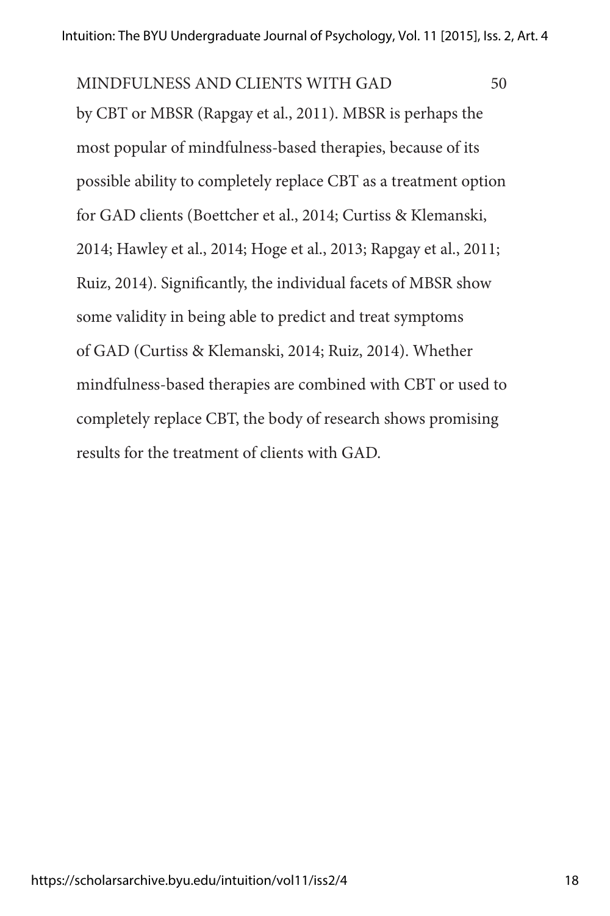by CBT or MBSR (Rapgay et al., 2011). MBSR is perhaps the most popular of mindfulness-based therapies, because of its possible ability to completely replace CBT as a treatment option for GAD clients (Boettcher et al., 2014; Curtiss & Klemanski, 2014; Hawley et al., 2014; Hoge et al., 2013; Rapgay et al., 2011; Ruiz, 2014). Significantly, the individual facets of MBSR show some validity in being able to predict and treat symptoms of GAD (Curtiss & Klemanski, 2014; Ruiz, 2014). Whether mindfulness-based therapies are combined with CBT or used to completely replace CBT, the body of research shows promising results for the treatment of clients with GAD.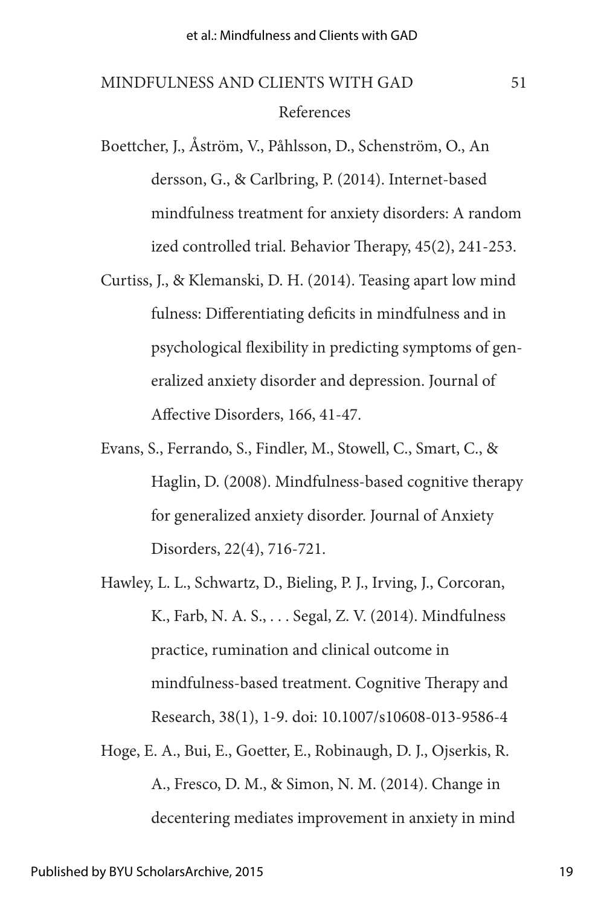References

Boettcher, J., Åström, V., Påhlsson, D., Schenström, O., Andersson, G., & Carlbring, P. (2014). Internet-based mindfulness treatment for anxiety disorders: A randomized controlled trial. Behavior Therapy, 45(2), 241-253.

Curtiss, J., & Klemanski, D. H. (2014). Teasing apart low mindfulness: Differentiating deficits in mindfulness and in psychological flexibility in predicting symptoms of generalized anxiety disorder and depression. Journal of Affective Disorders, 166, 41-47.

Evans, S., Ferrando, S., Findler, M., Stowell, C., Smart, C., & Haglin, D. (2008). Mindfulness-based cognitive therapy for generalized anxiety disorder. Journal of Anxiety Disorders, 22(4), 716-721.

Hawley, L. L., Schwartz, D., Bieling, P. J., Irving, J., Corcoran, K., Farb, N. A. S., . . . Segal, Z. V. (2014). Mindfulness practice, rumination and clinical outcome in mindfulness-based treatment. Cognitive Therapy and Research, 38(1), 1-9. doi: 10.1007/s10608-013-9586-4

Hoge, E. A., Bui, E., Goetter, E., Robinaugh, D. J., Ojserkis, R. A., Fresco, D. M., & Simon, N. M. (2014). Change in decentering mediates improvement in anxiety in mind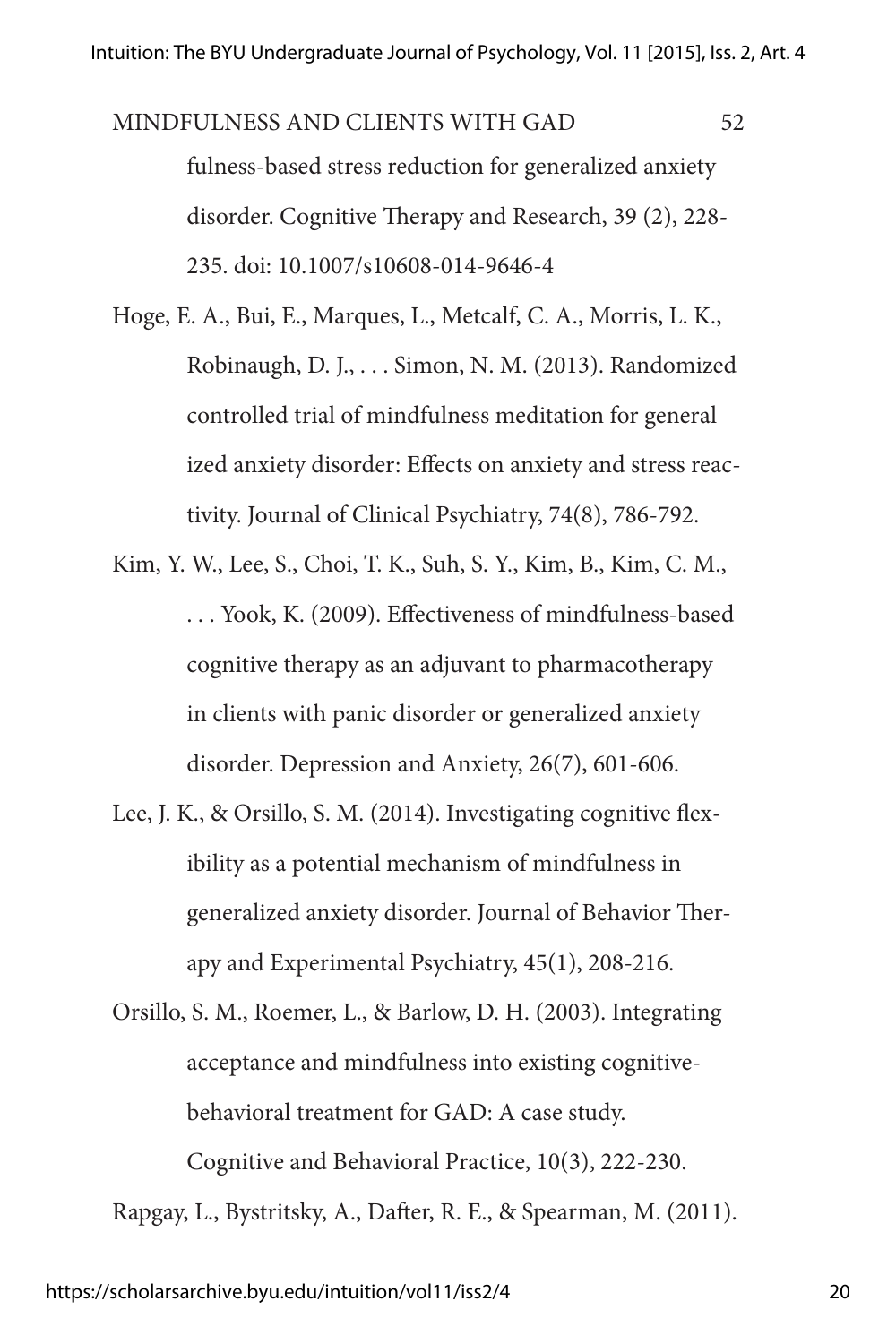fulness-based stress reduction for generalized anxiety disorder. Cognitive Therapy and Research, 39 (2), 228-235. doi: 10.1007/s10608-014-9646-4

Hoge, E. A., Bui, E., Marques, L., Metcalf, C. A., Morris, L. K., Robinaugh, D. J., . . . Simon, N. M. (2013). Randomized controlled trial of mindfulness meditation for general ized anxiety disorder: Effects on anxiety and stress reactivity. Journal of Clinical Psychiatry, 74(8), 786-792.

Kim, Y. W., Lee, S., Choi, T. K., Suh, S. Y., Kim, B., Kim, C. M., . . . Yook, K. (2009). Effectiveness of mindfulness-based cognitive therapy as an adjuvant to pharmacotherapy in clients with panic disorder or generalized anxiety disorder. Depression and Anxiety, 26(7), 601-606.

Lee, J. K., & Orsillo, S. M. (2014). Investigating cognitive flexibility as a potential mechanism of mindfulness in generalized anxiety disorder. Journal of Behavior Therapy and Experimental Psychiatry, 45(1), 208-216.

Orsillo, S. M., Roemer, L., & Barlow, D. H. (2003). Integrating acceptance and mindfulness into existing cognitive-behavioral treatment for GAD: A case study. Cognitive and Behavioral Practice, 10(3), 222-230.

Rapgay, L., Bystritsky, A., Dafter, R. E., & Spearman, M. (2011).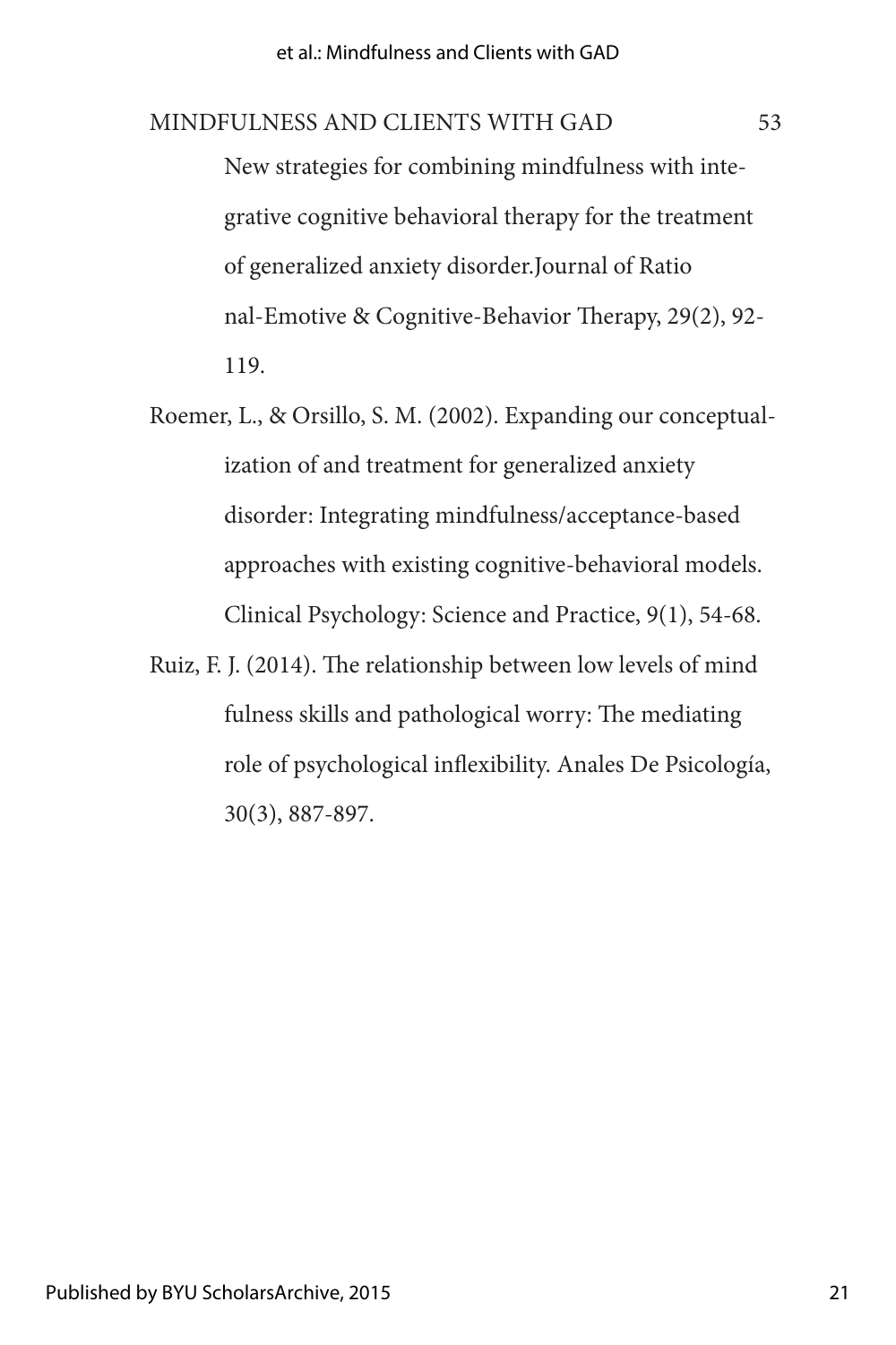New strategies for combining mindfulness with integrative cognitive behavioral therapy for the treatment of generalized anxiety disorder.Journal of Ratio nal-Emotive & Cognitive-Behavior Therapy, 29(2), 92-119.

Roemer, L., & Orsillo, S. M. (2002). Expanding our conceptualization of and treatment for generalized anxiety disorder: Integrating mindfulness/acceptance-based approaches with existing cognitive-behavioral models. Clinical Psychology: Science and Practice, 9(1), 54-68.

Ruiz, F. J. (2014). The relationship between low levels of mind fulness skills and pathological worry: The mediating role of psychological inflexibility. Anales De Psicología, 30(3), 887-897.